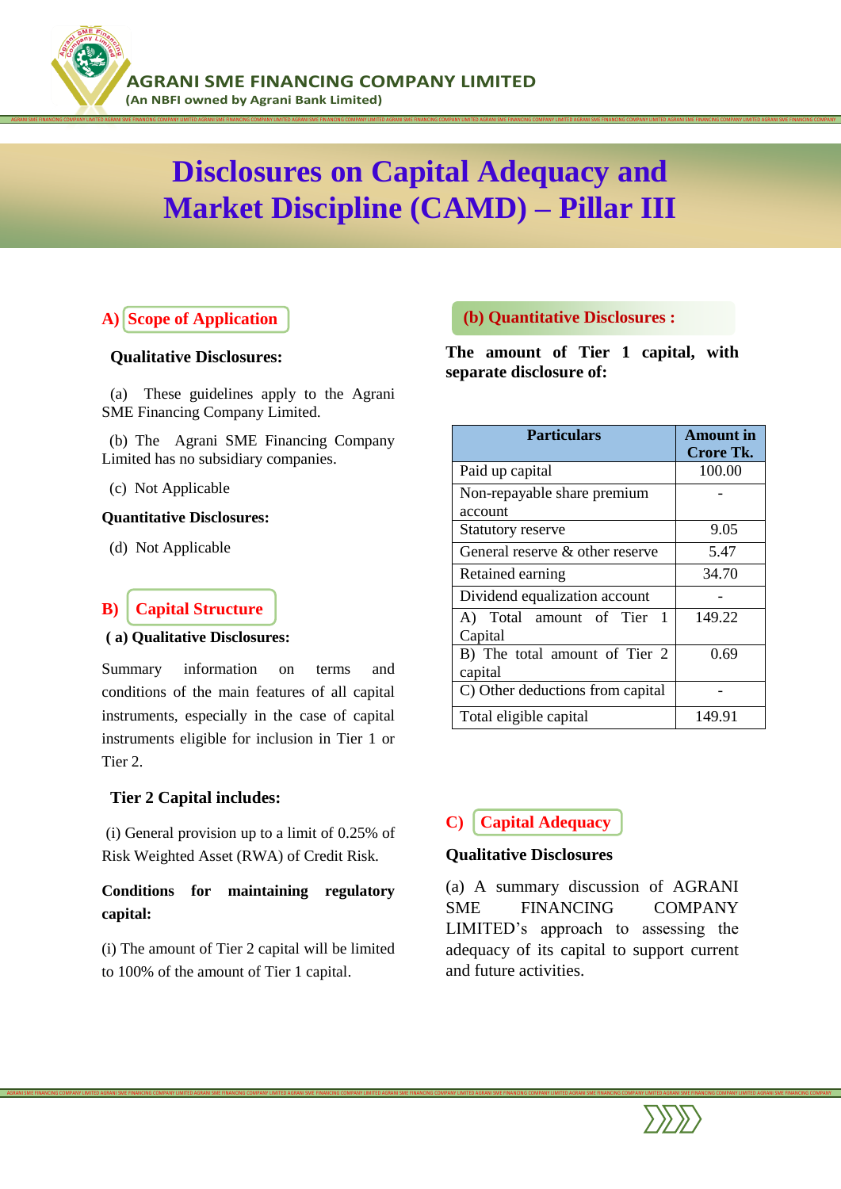# Disclosures on Capital Adequacy and Market Discipline (CAMD) – Pillar III

## A) Scope of Application

**Qualitative Disclosures:**

(a) These guidelines apply to the Agrani SME Financing Company Limited.

(b) The Agrani SME Financing Company Limited has no subsidiary companies.

(c) Not Applicable

**Quantitative Disclosures:**

(d) Not Applicable

## B) Capital Structure

**( a) Qualitative Disclosures:**

Summary information on terms and conditions of the main features of all capital instruments, especially in the case of capital instruments eligible for inclusion in Tier 1 or Tier 2.

**Tier 2 Capital includes:**

(i) General provision up to a limit of 0.25% of Risk Weighted Asset (RWA) of Credit Risk.

**Conditions for maintaining regulatory capital:**

(i) The amount of Tier 2 capital will be limited to 100% of the amount of Tier 1 capital.

### (b) Quantitative Disclosures :

**The amount of Tier 1 capital, with separate disclosure of:**

| Particulars | Amount in Crore Tk. |
|---|---|
| Paid up capital | 100.00 |
| Non-repayable share premium account | - |
| Statutory reserve | 9.05 |
| General reserve & other reserve | 5.47 |
| Retained earning | 34.70 |
| Dividend equalization account | - |
| A) Total amount of Tier 1 Capital | 149.22 |
| B) The total amount of Tier 2 capital | 0.69 |
| C) Other deductions from capital | - |
| Total eligible capital | 149.91 |

## C) Capital Adequacy

**Qualitative Disclosures**

(a) A summary discussion of AGRANI SME FINANCING COMPANY LIMITED’s approach to assessing the adequacy of its capital to support current and future activities.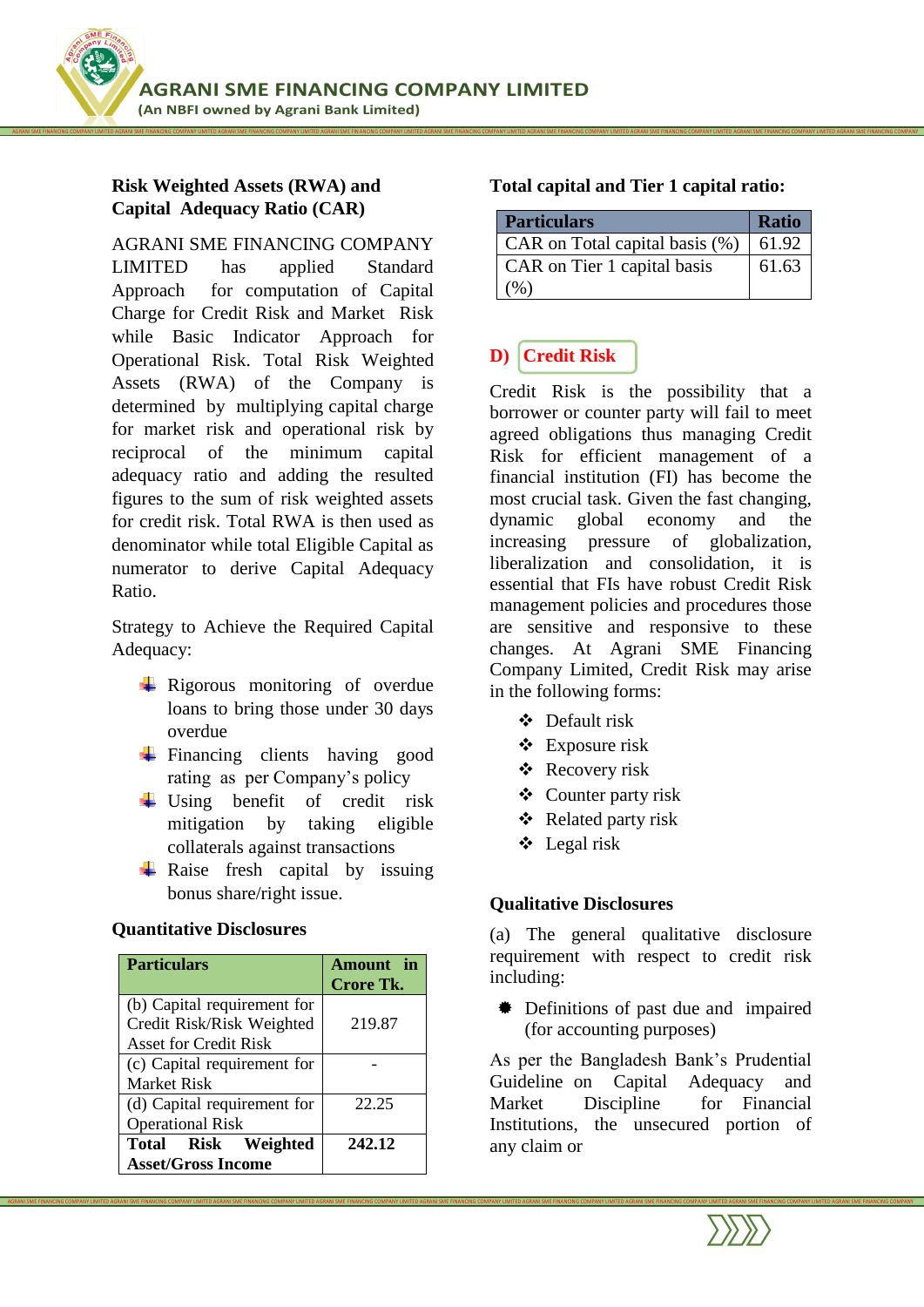**Risk Weighted Assets (RWA) and Capital Adequacy Ratio (CAR)**

AGRANI SME FINANCING COMPANY LIMITED has applied Standard Approach for computation of Capital Charge for Credit Risk and Market Risk while Basic Indicator Approach for Operational Risk. Total Risk Weighted Assets (RWA) of the Company is determined by multiplying capital charge for market risk and operational risk by reciprocal of the minimum capital adequacy ratio and adding the resulted figures to the sum of risk weighted assets for credit risk. Total RWA is then used as denominator while total Eligible Capital as numerator to derive Capital Adequacy Ratio.

Strategy to Achieve the Required Capital Adequacy:

- Rigorous monitoring of overdue loans to bring those under 30 days overdue
- Financing clients having good rating as per Company's policy
- Using benefit of credit risk mitigation by taking eligible collaterals against transactions
- Raise fresh capital by issuing bonus share/right issue.

**Quantitative Disclosures**

| Particulars | Amount in Crore Tk. |
|---|---|
| (b) Capital requirement for Credit Risk/Risk Weighted Asset for Credit Risk | 219.87 |
| (c) Capital requirement for Market Risk | - |
| (d) Capital requirement for Operational Risk | 22.25 |
| **Total Risk Weighted Asset/Gross Income** | **242.12** |

**Total capital and Tier 1 capital ratio:**

| Particulars | Ratio |
|---|---|
| CAR on Total capital basis (%) | 61.92 |
| CAR on Tier 1 capital basis (%) | 61.63 |

## D) Credit Risk

Credit Risk is the possibility that a borrower or counter party will fail to meet agreed obligations thus managing Credit Risk for efficient management of a financial institution (FI) has become the most crucial task. Given the fast changing, dynamic global economy and the increasing pressure of globalization, liberalization and consolidation, it is essential that FIs have robust Credit Risk management policies and procedures those are sensitive and responsive to these changes. At Agrani SME Financing Company Limited, Credit Risk may arise in the following forms:

- Default risk
- Exposure risk
- Recovery risk
- Counter party risk
- Related party risk
- Legal risk

**Qualitative Disclosures**

(a) The general qualitative disclosure requirement with respect to credit risk including:

- Definitions of past due and impaired (for accounting purposes)

As per the Bangladesh Bank's Prudential Guideline on Capital Adequacy and Market Discipline for Financial Institutions, the unsecured portion of any claim or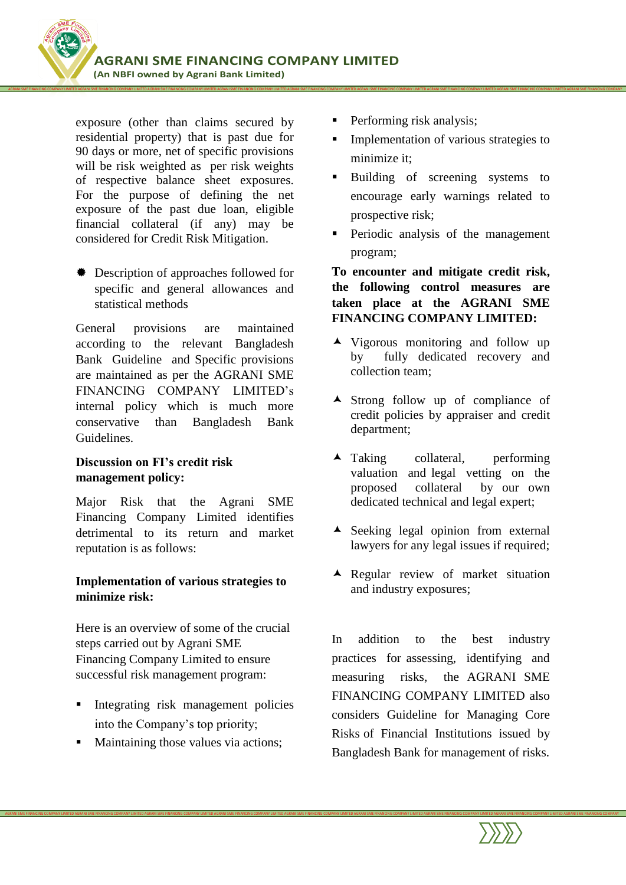exposure (other than claims secured by residential property) that is past due for 90 days or more, net of specific provisions will be risk weighted as per risk weights of respective balance sheet exposures. For the purpose of defining the net exposure of the past due loan, eligible financial collateral (if any) may be considered for Credit Risk Mitigation.

- Description of approaches followed for specific and general allowances and statistical methods

General provisions are maintained according to the relevant Bangladesh Bank Guideline and Specific provisions are maintained as per the AGRANI SME FINANCING COMPANY LIMITED's internal policy which is much more conservative than Bangladesh Bank Guidelines.

**Discussion on FI's credit risk management policy:**

Major Risk that the Agrani SME Financing Company Limited identifies detrimental to its return and market reputation is as follows:

**Implementation of various strategies to minimize risk:**

Here is an overview of some of the crucial steps carried out by Agrani SME Financing Company Limited to ensure successful risk management program:

- Integrating risk management policies into the Company's top priority;
- Maintaining those values via actions;
- Performing risk analysis;
- Implementation of various strategies to minimize it;
- Building of screening systems to encourage early warnings related to prospective risk;
- Periodic analysis of the management program;

**To encounter and mitigate credit risk, the following control measures are taken place at the AGRANI SME FINANCING COMPANY LIMITED:**

- Vigorous monitoring and follow up by fully dedicated recovery and collection team;
- Strong follow up of compliance of credit policies by appraiser and credit department;
- Taking collateral, performing valuation and legal vetting on the proposed collateral by our own dedicated technical and legal expert;
- Seeking legal opinion from external lawyers for any legal issues if required;
- Regular review of market situation and industry exposures;

In addition to the best industry practices for assessing, identifying and measuring risks, the AGRANI SME FINANCING COMPANY LIMITED also considers Guideline for Managing Core Risks of Financial Institutions issued by Bangladesh Bank for management of risks.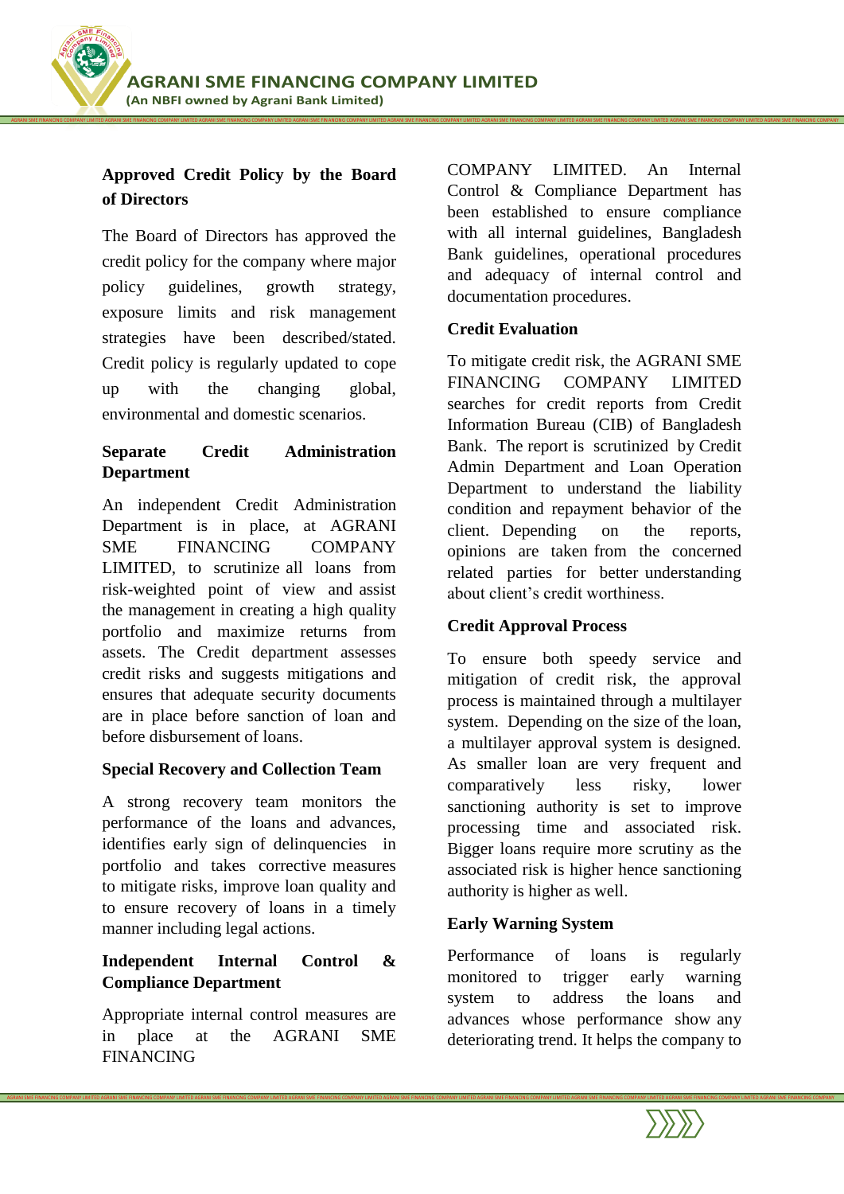## Approved Credit Policy by the Board of Directors

The Board of Directors has approved the credit policy for the company where major policy guidelines, growth strategy, exposure limits and risk management strategies have been described/stated. Credit policy is regularly updated to cope up with the changing global, environmental and domestic scenarios.

## Separate Credit Administration Department

An independent Credit Administration Department is in place, at AGRANI SME FINANCING COMPANY LIMITED, to scrutinize all loans from risk-weighted point of view and assist the management in creating a high quality portfolio and maximize returns from assets. The Credit department assesses credit risks and suggests mitigations and ensures that adequate security documents are in place before sanction of loan and before disbursement of loans.

## Special Recovery and Collection Team

A strong recovery team monitors the performance of the loans and advances, identifies early sign of delinquencies in portfolio and takes corrective measures to mitigate risks, improve loan quality and to ensure recovery of loans in a timely manner including legal actions.

## Independent Internal Control & Compliance Department

Appropriate internal control measures are in place at the AGRANI SME FINANCING COMPANY LIMITED. An Internal Control & Compliance Department has been established to ensure compliance with all internal guidelines, Bangladesh Bank guidelines, operational procedures and adequacy of internal control and documentation procedures.

## Credit Evaluation

To mitigate credit risk, the AGRANI SME FINANCING COMPANY LIMITED searches for credit reports from Credit Information Bureau (CIB) of Bangladesh Bank. The report is scrutinized by Credit Admin Department and Loan Operation Department to understand the liability condition and repayment behavior of the client. Depending on the reports, opinions are taken from the concerned related parties for better understanding about client's credit worthiness.

## Credit Approval Process

To ensure both speedy service and mitigation of credit risk, the approval process is maintained through a multilayer system. Depending on the size of the loan, a multilayer approval system is designed. As smaller loan are very frequent and comparatively less risky, lower sanctioning authority is set to improve processing time and associated risk. Bigger loans require more scrutiny as the associated risk is higher hence sanctioning authority is higher as well.

## Early Warning System

Performance of loans is regularly monitored to trigger early warning system to address the loans and advances whose performance show any deteriorating trend. It helps the company to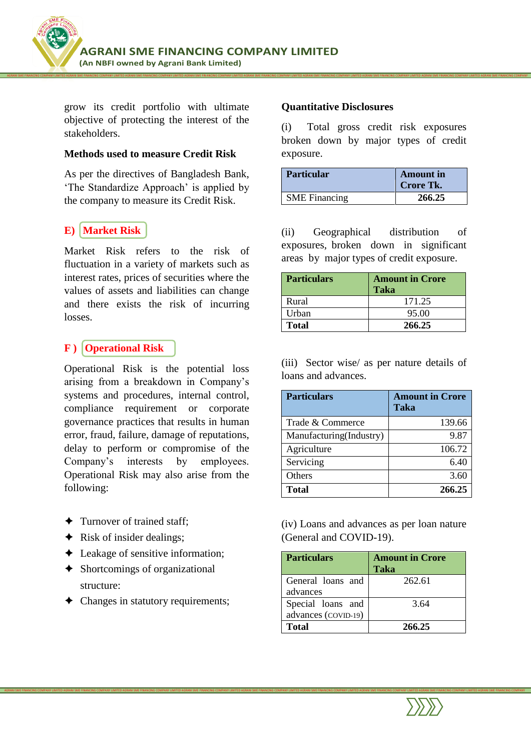grow its credit portfolio with ultimate objective of protecting the interest of the stakeholders.

**Methods used to measure Credit Risk**

As per the directives of Bangladesh Bank, 'The Standardize Approach' is applied by the company to measure its Credit Risk.

## E) Market Risk

Market Risk refers to the risk of fluctuation in a variety of markets such as interest rates, prices of securities where the values of assets and liabilities can change and there exists the risk of incurring losses.

## F ) Operational Risk

Operational Risk is the potential loss arising from a breakdown in Company's systems and procedures, internal control, compliance requirement or corporate governance practices that results in human error, fraud, failure, damage of reputations, delay to perform or compromise of the Company's interests by employees. Operational Risk may also arise from the following:

- Turnover of trained staff;
- Risk of insider dealings;
- Leakage of sensitive information;
- Shortcomings of organizational structure:
- Changes in statutory requirements;

**Quantitative Disclosures**

(i) Total gross credit risk exposures broken down by major types of credit exposure.

| Particular | Amount in Crore Tk. |
|---|---|
| SME Financing | **266.25** |

(ii) Geographical distribution of exposures, broken down in significant areas by major types of credit exposure.

| Particulars | Amount in Crore Taka |
|---|---|
| Rural | 171.25 |
| Urban | 95.00 |
| **Total** | **266.25** |

(iii) Sector wise/ as per nature details of loans and advances.

| Particulars | Amount in Crore Taka |
|---|---|
| Trade & Commerce | 139.66 |
| Manufacturing(Industry) | 9.87 |
| Agriculture | 106.72 |
| Servicing | 6.40 |
| Others | 3.60 |
| **Total** | **266.25** |

(iv) Loans and advances as per loan nature (General and COVID-19).

| Particulars | Amount in Crore Taka |
|---|---|
| General loans and advances | 262.61 |
| Special loans and advances (COVID-19) | 3.64 |
| **Total** | **266.25** |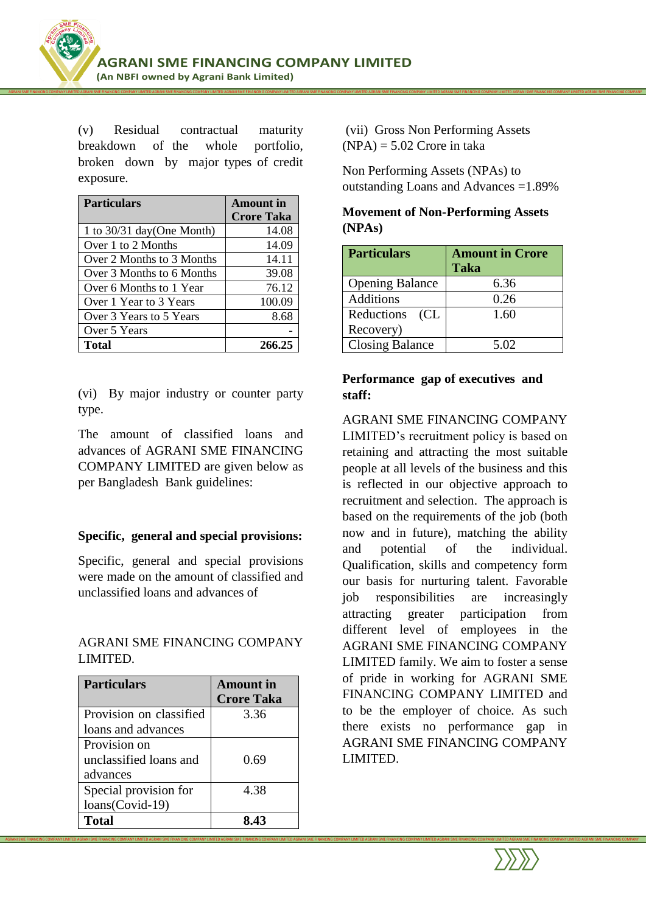(v) Residual contractual maturity breakdown of the whole portfolio, broken down by major types of credit exposure.

| Particulars | Amount in Crore Taka |
|---|---|
| 1 to 30/31 day(One Month) | 14.08 |
| Over 1 to 2 Months | 14.09 |
| Over 2 Months to 3 Months | 14.11 |
| Over 3 Months to 6 Months | 39.08 |
| Over 6 Months to 1 Year | 76.12 |
| Over 1 Year to 3 Years | 100.09 |
| Over 3 Years to 5 Years | 8.68 |
| Over 5 Years | - |
| **Total** | **266.25** |

(vi) By major industry or counter party type.

The amount of classified loans and advances of AGRANI SME FINANCING COMPANY LIMITED are given below as per Bangladesh Bank guidelines:

**Specific, general and special provisions:**

Specific, general and special provisions were made on the amount of classified and unclassified loans and advances of

AGRANI SME FINANCING COMPANY LIMITED.

| Particulars | Amount in Crore Taka |
|---|---|
| Provision on classified loans and advances | 3.36 |
| Provision on unclassified loans and advances | 0.69 |
| Special provision for loans(Covid-19) | 4.38 |
| **Total** | **8.43** |

(vii) Gross Non Performing Assets (NPA) = 5.02 Crore in taka

Non Performing Assets (NPAs) to outstanding Loans and Advances =1.89%

**Movement of Non-Performing Assets (NPAs)**

| Particulars | Amount in Crore Taka |
|---|---|
| Opening Balance | 6.36 |
| Additions | 0.26 |
| Reductions (CL Recovery) | 1.60 |
| Closing Balance | 5.02 |

**Performance gap of executives and staff:**

AGRANI SME FINANCING COMPANY LIMITED's recruitment policy is based on retaining and attracting the most suitable people at all levels of the business and this is reflected in our objective approach to recruitment and selection. The approach is based on the requirements of the job (both now and in future), matching the ability and potential of the individual. Qualification, skills and competency form our basis for nurturing talent. Favorable job responsibilities are increasingly attracting greater participation from different level of employees in the AGRANI SME FINANCING COMPANY LIMITED family. We aim to foster a sense of pride in working for AGRANI SME FINANCING COMPANY LIMITED and to be the employer of choice. As such there exists no performance gap in AGRANI SME FINANCING COMPANY LIMITED.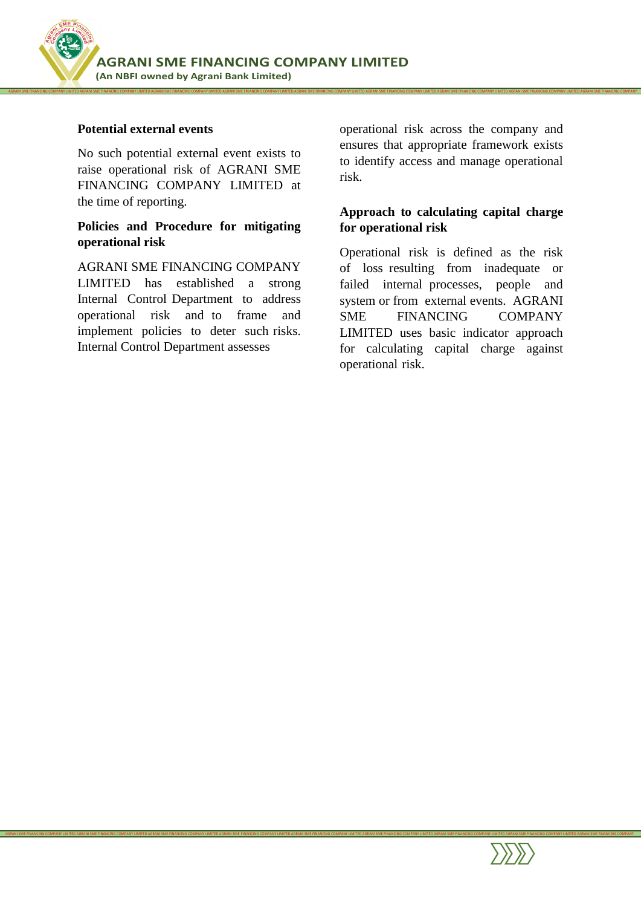**Potential external events**

No such potential external event exists to raise operational risk of AGRANI SME FINANCING COMPANY LIMITED at the time of reporting.

**Policies and Procedure for mitigating operational risk**

AGRANI SME FINANCING COMPANY LIMITED has established a strong Internal Control Department to address operational risk and to frame and implement policies to deter such risks. Internal Control Department assesses operational risk across the company and ensures that appropriate framework exists to identify access and manage operational risk.

**Approach to calculating capital charge for operational risk**

Operational risk is defined as the risk of loss resulting from inadequate or failed internal processes, people and system or from external events. AGRANI SME FINANCING COMPANY LIMITED uses basic indicator approach for calculating capital charge against operational risk.